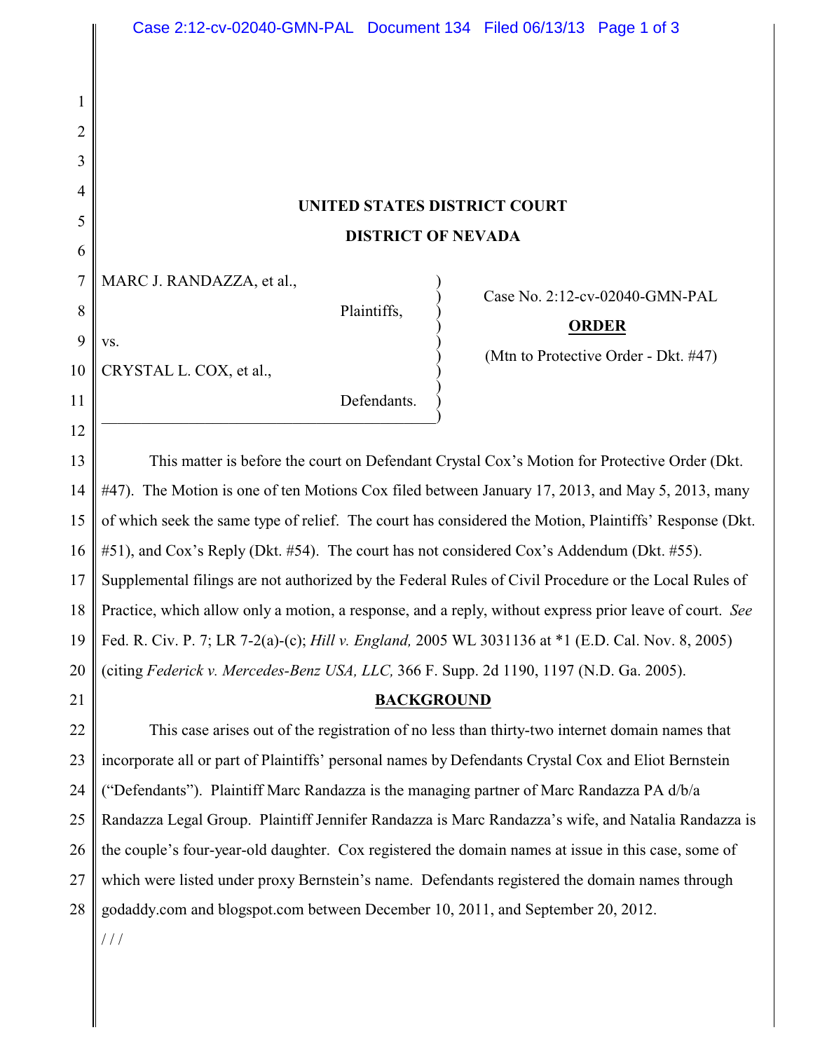**UNITED STATES DISTRICT COURT**

**DISTRICT OF NEVADA**

| | |
|---|---|
| MARC J. RANDAZZA, et al., Plaintiffs, vs. CRYSTAL L. COX, et al., Defendants. | Case No. 2:12-cv-02040-GMN-PAL **ORDER** (Mtn to Protective Order - Dkt. #47) |

This matter is before the court on Defendant Crystal Cox's Motion for Protective Order (Dkt. #47). The Motion is one of ten Motions Cox filed between January 17, 2013, and May 5, 2013, many of which seek the same type of relief. The court has considered the Motion, Plaintiffs' Response (Dkt. #51), and Cox's Reply (Dkt. #54). The court has not considered Cox's Addendum (Dkt. #55). Supplemental filings are not authorized by the Federal Rules of Civil Procedure or the Local Rules of Practice, which allow only a motion, a response, and a reply, without express prior leave of court. *See* Fed. R. Civ. P. 7; LR 7-2(a)-(c); *Hill v. England,* 2005 WL 3031136 at *1 (E.D. Cal. Nov. 8, 2005) (citing *Federick v. Mercedes-Benz USA, LLC,* 366 F. Supp. 2d 1190, 1197 (N.D. Ga. 2005).

**BACKGROUND**

This case arises out of the registration of no less than thirty-two internet domain names that incorporate all or part of Plaintiffs' personal names by Defendants Crystal Cox and Eliot Bernstein ("Defendants"). Plaintiff Marc Randazza is the managing partner of Marc Randazza PA d/b/a Randazza Legal Group. Plaintiff Jennifer Randazza is Marc Randazza's wife, and Natalia Randazza is the couple's four-year-old daughter. Cox registered the domain names at issue in this case, some of which were listed under proxy Bernstein's name. Defendants registered the domain names through godaddy.com and blogspot.com between December 10, 2011, and September 20, 2012.

/ / /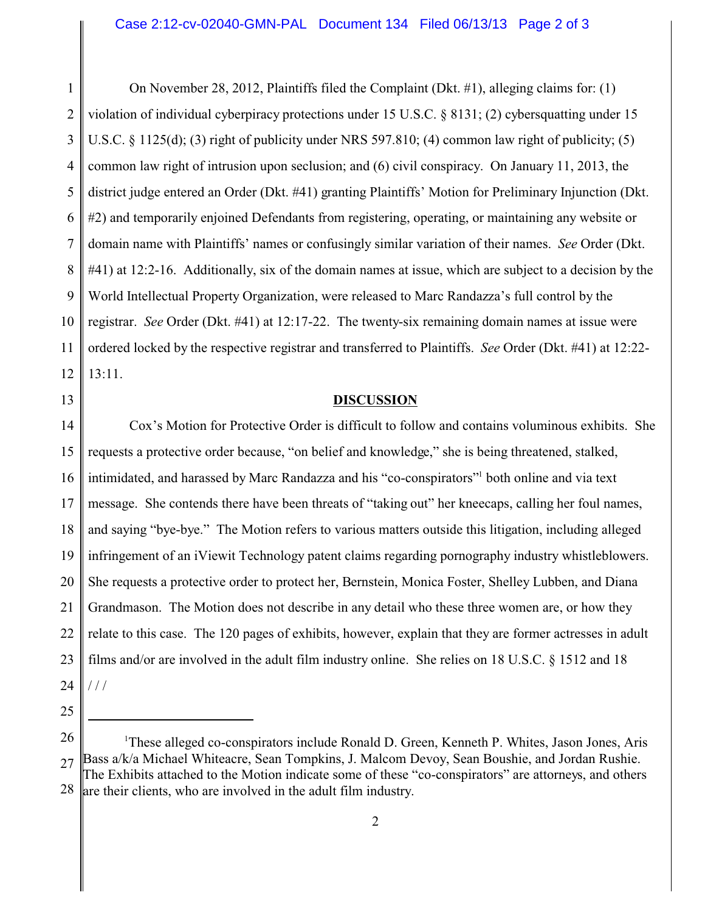On November 28, 2012, Plaintiffs filed the Complaint (Dkt. #1), alleging claims for: (1) violation of individual cyberpiracy protections under 15 U.S.C. § 8131; (2) cybersquatting under 15 U.S.C. § 1125(d); (3) right of publicity under NRS 597.810; (4) common law right of publicity; (5) common law right of intrusion upon seclusion; and (6) civil conspiracy. On January 11, 2013, the district judge entered an Order (Dkt. #41) granting Plaintiffs' Motion for Preliminary Injunction (Dkt. #2) and temporarily enjoined Defendants from registering, operating, or maintaining any website or domain name with Plaintiffs' names or confusingly similar variation of their names. *See* Order (Dkt. #41) at 12:2-16. Additionally, six of the domain names at issue, which are subject to a decision by the World Intellectual Property Organization, were released to Marc Randazza's full control by the registrar. *See* Order (Dkt. #41) at 12:17-22. The twenty-six remaining domain names at issue were ordered locked by the respective registrar and transferred to Plaintiffs. *See* Order (Dkt. #41) at 12:22-13:11.

## DISCUSSION

Cox's Motion for Protective Order is difficult to follow and contains voluminous exhibits. She requests a protective order because, "on belief and knowledge," she is being threatened, stalked, intimidated, and harassed by Marc Randazza and his "co-conspirators"[1] both online and via text message. She contends there have been threats of "taking out" her kneecaps, calling her foul names, and saying "bye-bye." The Motion refers to various matters outside this litigation, including alleged infringement of an iViewit Technology patent claims regarding pornography industry whistleblowers. She requests a protective order to protect her, Bernstein, Monica Foster, Shelley Lubben, and Diana Grandmason. The Motion does not describe in any detail who these three women are, or how they relate to this case. The 120 pages of exhibits, however, explain that they are former actresses in adult films and/or are involved in the adult film industry online. She relies on 18 U.S.C. § 1512 and 18

/ / /

---

[1]These alleged co-conspirators include Ronald D. Green, Kenneth P. Whites, Jason Jones, Aris Bass a/k/a Michael Whiteacre, Sean Tompkins, J. Malcom Devoy, Sean Boushie, and Jordan Rushie. The Exhibits attached to the Motion indicate some of these "co-conspirators" are attorneys, and others are their clients, who are involved in the adult film industry.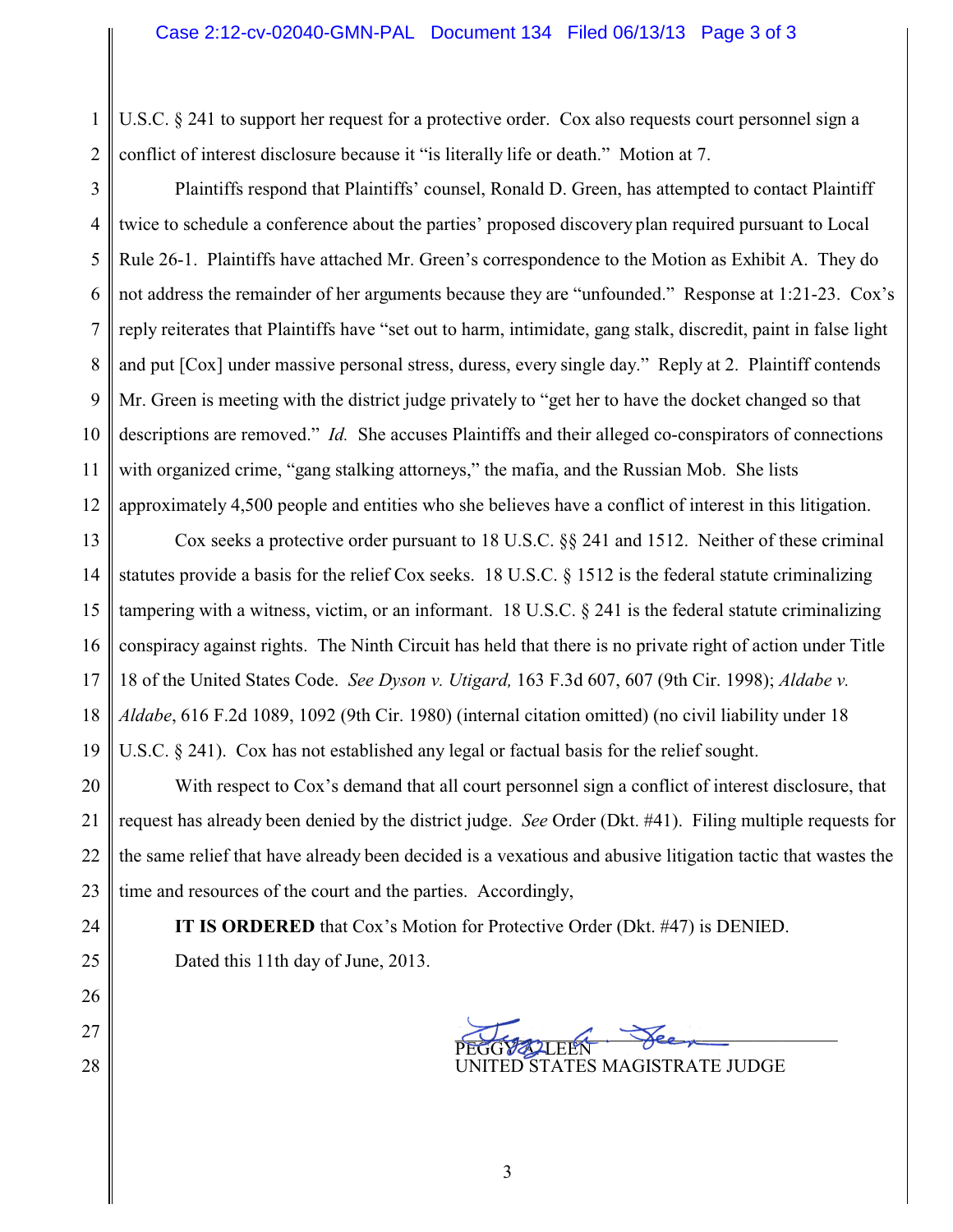U.S.C. § 241 to support her request for a protective order. Cox also requests court personnel sign a conflict of interest disclosure because it "is literally life or death." Motion at 7.

Plaintiffs respond that Plaintiffs' counsel, Ronald D. Green, has attempted to contact Plaintiff twice to schedule a conference about the parties' proposed discovery plan required pursuant to Local Rule 26-1. Plaintiffs have attached Mr. Green's correspondence to the Motion as Exhibit A. They do not address the remainder of her arguments because they are "unfounded." Response at 1:21-23. Cox's reply reiterates that Plaintiffs have "set out to harm, intimidate, gang stalk, discredit, paint in false light and put [Cox] under massive personal stress, duress, every single day." Reply at 2. Plaintiff contends Mr. Green is meeting with the district judge privately to "get her to have the docket changed so that descriptions are removed." *Id.* She accuses Plaintiffs and their alleged co-conspirators of connections with organized crime, "gang stalking attorneys," the mafia, and the Russian Mob. She lists approximately 4,500 people and entities who she believes have a conflict of interest in this litigation.

Cox seeks a protective order pursuant to 18 U.S.C. §§ 241 and 1512. Neither of these criminal statutes provide a basis for the relief Cox seeks. 18 U.S.C. § 1512 is the federal statute criminalizing tampering with a witness, victim, or an informant. 18 U.S.C. § 241 is the federal statute criminalizing conspiracy against rights. The Ninth Circuit has held that there is no private right of action under Title 18 of the United States Code. *See Dyson v. Utigard,* 163 F.3d 607, 607 (9th Cir. 1998); *Aldabe v. Aldabe*, 616 F.2d 1089, 1092 (9th Cir. 1980) (internal citation omitted) (no civil liability under 18 U.S.C. § 241). Cox has not established any legal or factual basis for the relief sought.

With respect to Cox's demand that all court personnel sign a conflict of interest disclosure, that request has already been denied by the district judge. *See* Order (Dkt. #41). Filing multiple requests for the same relief that have already been decided is a vexatious and abusive litigation tactic that wastes the time and resources of the court and the parties. Accordingly,

**IT IS ORDERED** that Cox's Motion for Protective Order (Dkt. #47) is DENIED.

Dated this 11th day of June, 2013.

PEGGY A. LEEN
UNITED STATES MAGISTRATE JUDGE